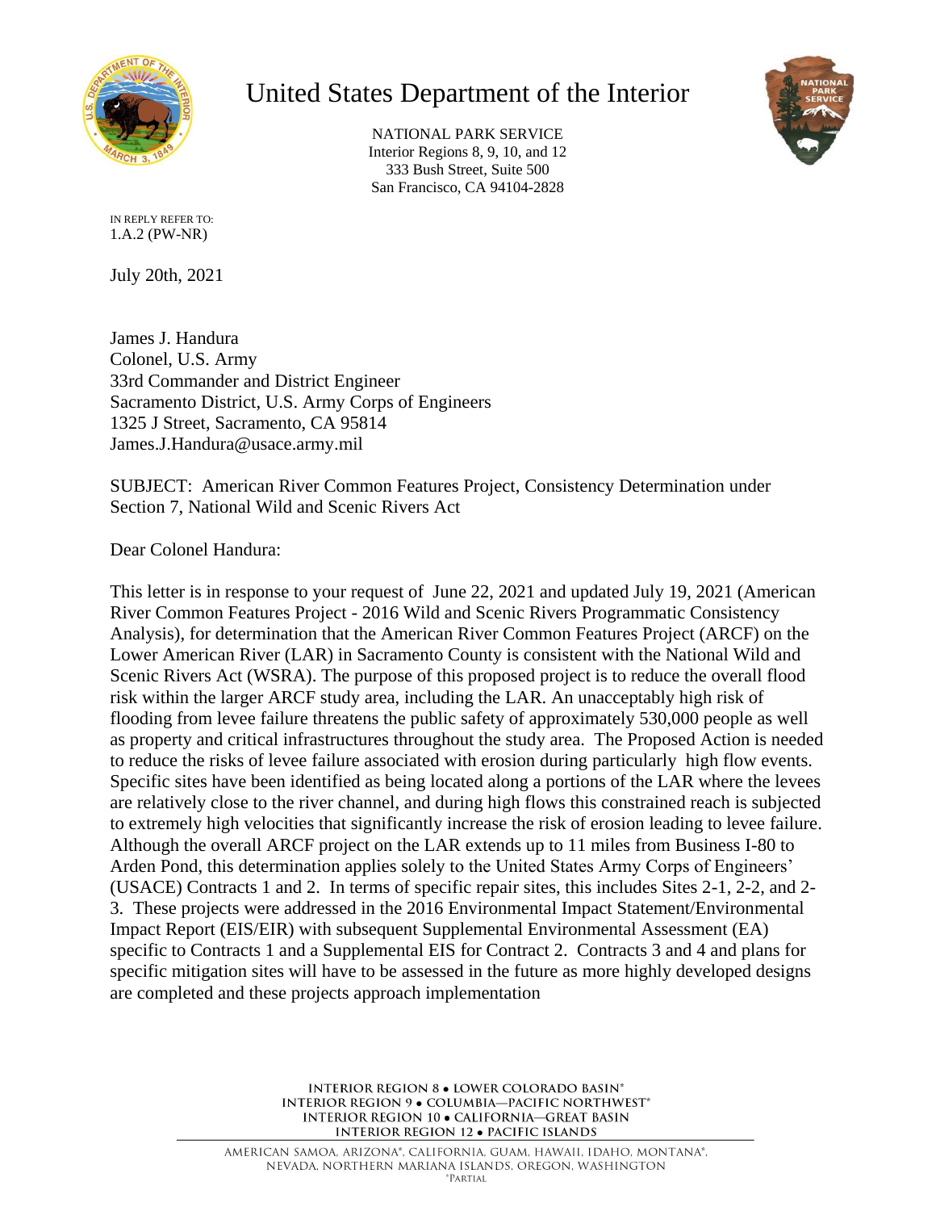# United States Department of the Interior

NATIONAL PARK SERVICE
Interior Regions 8, 9, 10, and 12
333 Bush Street, Suite 500
San Francisco, CA 94104-2828

IN REPLY REFER TO:
1.A.2 (PW-NR)

July 20th, 2021

James J. Handura
Colonel, U.S. Army
33rd Commander and District Engineer
Sacramento District, U.S. Army Corps of Engineers
1325 J Street, Sacramento, CA 95814
James.J.Handura@usace.army.mil

SUBJECT: American River Common Features Project, Consistency Determination under Section 7, National Wild and Scenic Rivers Act

Dear Colonel Handura:

This letter is in response to your request of June 22, 2021 and updated July 19, 2021 (American River Common Features Project - 2016 Wild and Scenic Rivers Programmatic Consistency Analysis), for determination that the American River Common Features Project (ARCF) on the Lower American River (LAR) in Sacramento County is consistent with the National Wild and Scenic Rivers Act (WSRA). The purpose of this proposed project is to reduce the overall flood risk within the larger ARCF study area, including the LAR. An unacceptably high risk of flooding from levee failure threatens the public safety of approximately 530,000 people as well as property and critical infrastructures throughout the study area. The Proposed Action is needed to reduce the risks of levee failure associated with erosion during particularly high flow events. Specific sites have been identified as being located along a portions of the LAR where the levees are relatively close to the river channel, and during high flows this constrained reach is subjected to extremely high velocities that significantly increase the risk of erosion leading to levee failure. Although the overall ARCF project on the LAR extends up to 11 miles from Business I-80 to Arden Pond, this determination applies solely to the United States Army Corps of Engineers' (USACE) Contracts 1 and 2. In terms of specific repair sites, this includes Sites 2-1, 2-2, and 2-3. These projects were addressed in the 2016 Environmental Impact Statement/Environmental Impact Report (EIS/EIR) with subsequent Supplemental Environmental Assessment (EA) specific to Contracts 1 and a Supplemental EIS for Contract 2. Contracts 3 and 4 and plans for specific mitigation sites will have to be assessed in the future as more highly developed designs are completed and these projects approach implementation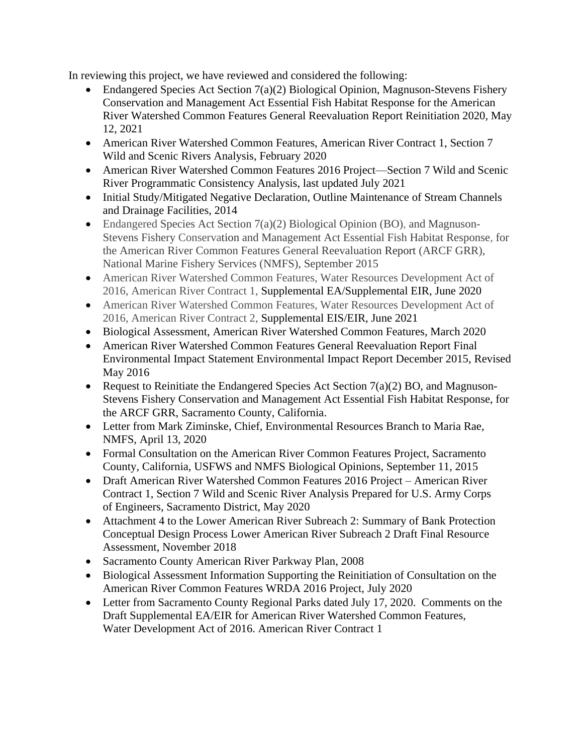In reviewing this project, we have reviewed and considered the following:

- Endangered Species Act Section 7(a)(2) Biological Opinion, Magnuson-Stevens Fishery Conservation and Management Act Essential Fish Habitat Response for the American River Watershed Common Features General Reevaluation Report Reinitiation 2020, May 12, 2021
- American River Watershed Common Features, American River Contract 1, Section 7 Wild and Scenic Rivers Analysis, February 2020
- American River Watershed Common Features 2016 Project—Section 7 Wild and Scenic River Programmatic Consistency Analysis, last updated July 2021
- Initial Study/Mitigated Negative Declaration, Outline Maintenance of Stream Channels and Drainage Facilities, 2014
- Endangered Species Act Section 7(a)(2) Biological Opinion (BO), and Magnuson-Stevens Fishery Conservation and Management Act Essential Fish Habitat Response, for the American River Common Features General Reevaluation Report (ARCF GRR), National Marine Fishery Services (NMFS), September 2015
- American River Watershed Common Features, Water Resources Development Act of 2016, American River Contract 1, Supplemental EA/Supplemental EIR, June 2020
- American River Watershed Common Features, Water Resources Development Act of 2016, American River Contract 2, Supplemental EIS/EIR, June 2021
- Biological Assessment, American River Watershed Common Features, March 2020
- American River Watershed Common Features General Reevaluation Report Final Environmental Impact Statement Environmental Impact Report December 2015, Revised May 2016
- Request to Reinitiate the Endangered Species Act Section 7(a)(2) BO, and Magnuson-Stevens Fishery Conservation and Management Act Essential Fish Habitat Response, for the ARCF GRR, Sacramento County, California.
- Letter from Mark Ziminske, Chief, Environmental Resources Branch to Maria Rae, NMFS, April 13, 2020
- Formal Consultation on the American River Common Features Project, Sacramento County, California, USFWS and NMFS Biological Opinions, September 11, 2015
- Draft American River Watershed Common Features 2016 Project – American River Contract 1, Section 7 Wild and Scenic River Analysis Prepared for U.S. Army Corps of Engineers, Sacramento District, May 2020
- Attachment 4 to the Lower American River Subreach 2: Summary of Bank Protection Conceptual Design Process Lower American River Subreach 2 Draft Final Resource Assessment, November 2018
- Sacramento County American River Parkway Plan, 2008
- Biological Assessment Information Supporting the Reinitiation of Consultation on the American River Common Features WRDA 2016 Project, July 2020
- Letter from Sacramento County Regional Parks dated July 17, 2020. Comments on the Draft Supplemental EA/EIR for American River Watershed Common Features, Water Development Act of 2016. American River Contract 1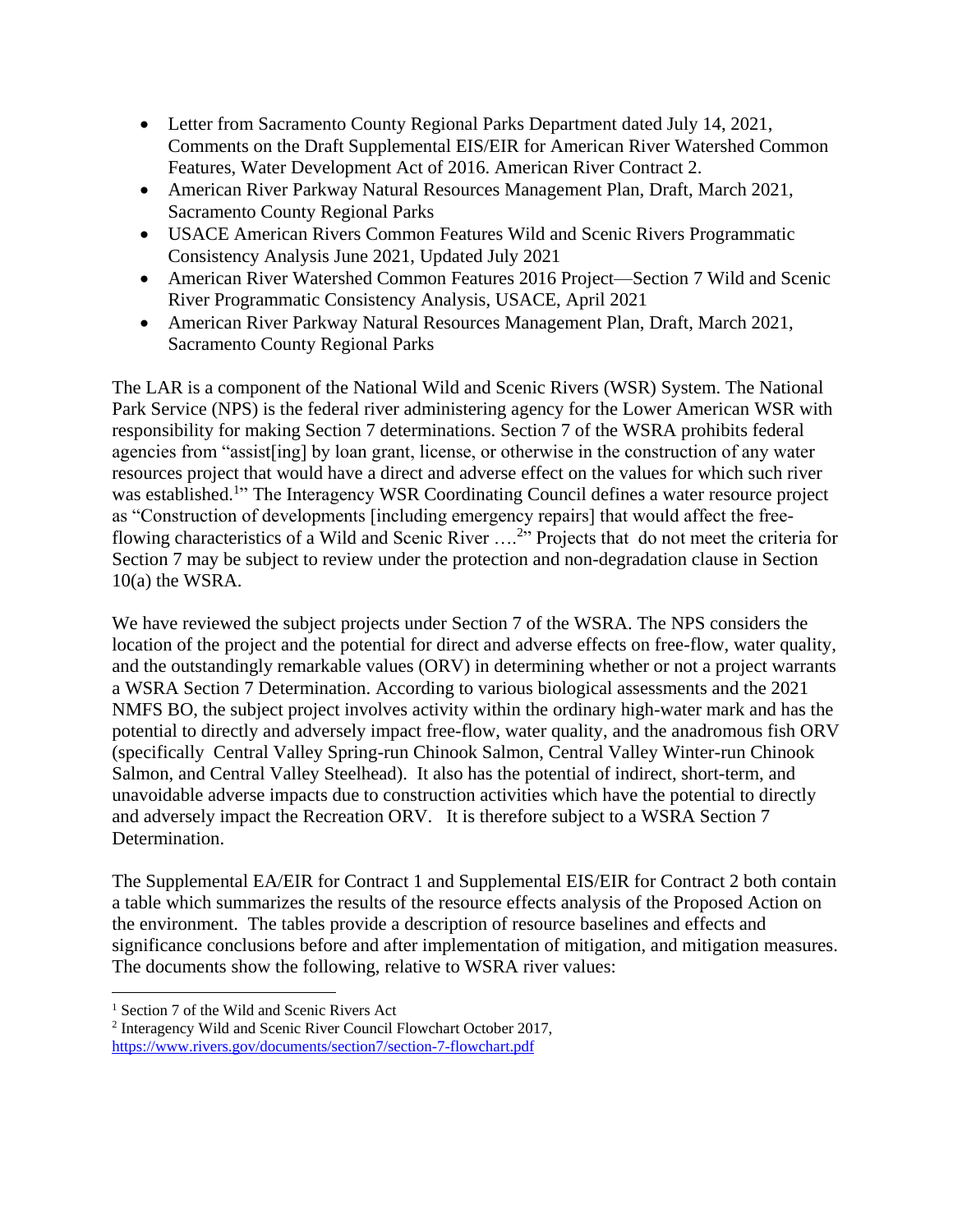- Letter from Sacramento County Regional Parks Department dated July 14, 2021, Comments on the Draft Supplemental EIS/EIR for American River Watershed Common Features, Water Development Act of 2016. American River Contract 2.
- American River Parkway Natural Resources Management Plan, Draft, March 2021, Sacramento County Regional Parks
- USACE American Rivers Common Features Wild and Scenic Rivers Programmatic Consistency Analysis June 2021, Updated July 2021
- American River Watershed Common Features 2016 Project—Section 7 Wild and Scenic River Programmatic Consistency Analysis, USACE, April 2021
- American River Parkway Natural Resources Management Plan, Draft, March 2021, Sacramento County Regional Parks

The LAR is a component of the National Wild and Scenic Rivers (WSR) System. The National Park Service (NPS) is the federal river administering agency for the Lower American WSR with responsibility for making Section 7 determinations. Section 7 of the WSRA prohibits federal agencies from "assist[ing] by loan grant, license, or otherwise in the construction of any water resources project that would have a direct and adverse effect on the values for which such river was established.[1]" The Interagency WSR Coordinating Council defines a water resource project as "Construction of developments [including emergency repairs] that would affect the free-flowing characteristics of a Wild and Scenic River ….[2]" Projects that do not meet the criteria for Section 7 may be subject to review under the protection and non-degradation clause in Section 10(a) the WSRA.

We have reviewed the subject projects under Section 7 of the WSRA. The NPS considers the location of the project and the potential for direct and adverse effects on free-flow, water quality, and the outstandingly remarkable values (ORV) in determining whether or not a project warrants a WSRA Section 7 Determination. According to various biological assessments and the 2021 NMFS BO, the subject project involves activity within the ordinary high-water mark and has the potential to directly and adversely impact free-flow, water quality, and the anadromous fish ORV (specifically Central Valley Spring-run Chinook Salmon, Central Valley Winter-run Chinook Salmon, and Central Valley Steelhead). It also has the potential of indirect, short-term, and unavoidable adverse impacts due to construction activities which have the potential to directly and adversely impact the Recreation ORV. It is therefore subject to a WSRA Section 7 Determination.

The Supplemental EA/EIR for Contract 1 and Supplemental EIS/EIR for Contract 2 both contain a table which summarizes the results of the resource effects analysis of the Proposed Action on the environment. The tables provide a description of resource baselines and effects and significance conclusions before and after implementation of mitigation, and mitigation measures. The documents show the following, relative to WSRA river values:

[1] Section 7 of the Wild and Scenic Rivers Act

[2] Interagency Wild and Scenic River Council Flowchart October 2017, https://www.rivers.gov/documents/section7/section-7-flowchart.pdf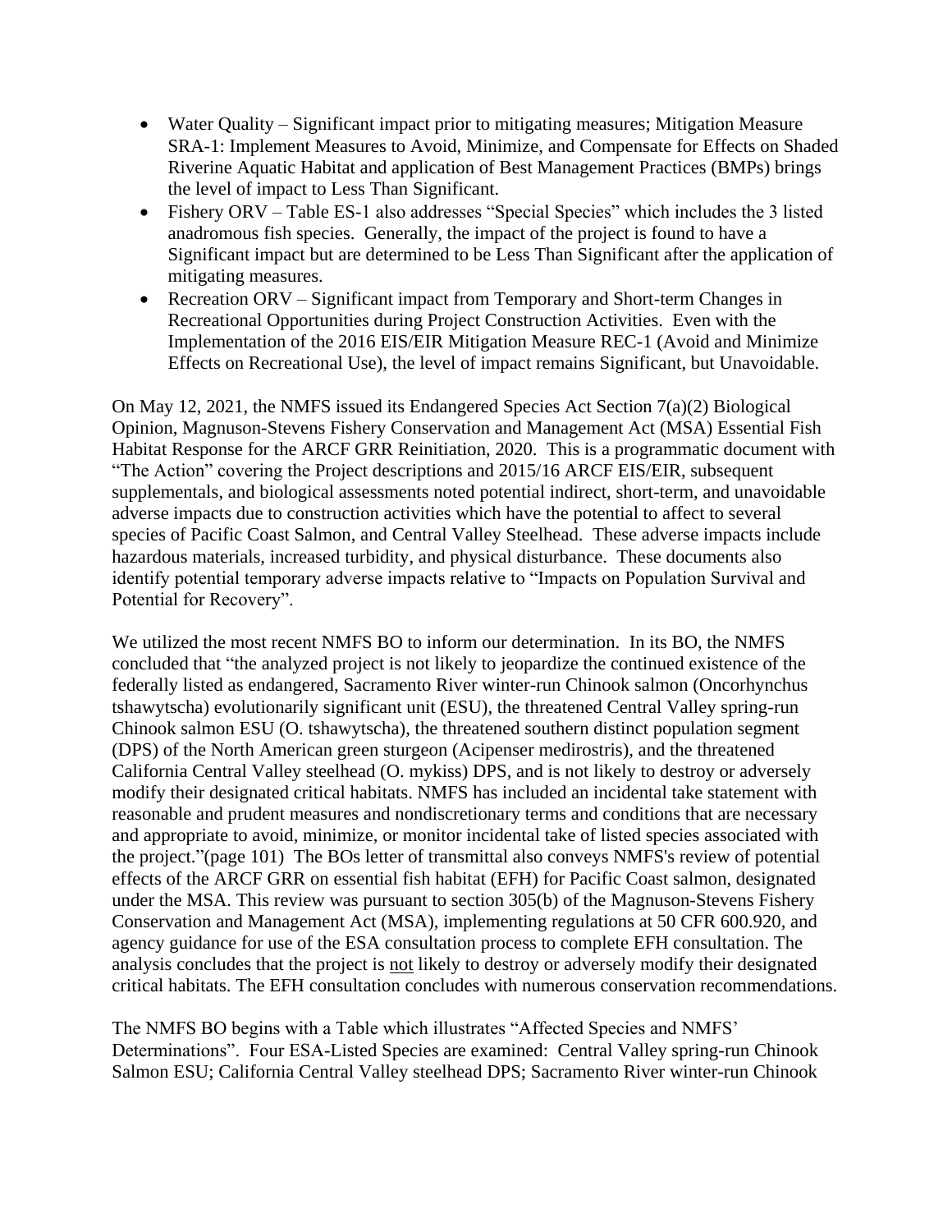- Water Quality – Significant impact prior to mitigating measures; Mitigation Measure SRA-1: Implement Measures to Avoid, Minimize, and Compensate for Effects on Shaded Riverine Aquatic Habitat and application of Best Management Practices (BMPs) brings the level of impact to Less Than Significant.
- Fishery ORV – Table ES-1 also addresses "Special Species" which includes the 3 listed anadromous fish species. Generally, the impact of the project is found to have a Significant impact but are determined to be Less Than Significant after the application of mitigating measures.
- Recreation ORV – Significant impact from Temporary and Short-term Changes in Recreational Opportunities during Project Construction Activities. Even with the Implementation of the 2016 EIS/EIR Mitigation Measure REC-1 (Avoid and Minimize Effects on Recreational Use), the level of impact remains Significant, but Unavoidable.

On May 12, 2021, the NMFS issued its Endangered Species Act Section 7(a)(2) Biological Opinion, Magnuson-Stevens Fishery Conservation and Management Act (MSA) Essential Fish Habitat Response for the ARCF GRR Reinitiation, 2020. This is a programmatic document with "The Action" covering the Project descriptions and 2015/16 ARCF EIS/EIR, subsequent supplementals, and biological assessments noted potential indirect, short-term, and unavoidable adverse impacts due to construction activities which have the potential to affect to several species of Pacific Coast Salmon, and Central Valley Steelhead. These adverse impacts include hazardous materials, increased turbidity, and physical disturbance. These documents also identify potential temporary adverse impacts relative to "Impacts on Population Survival and Potential for Recovery".

We utilized the most recent NMFS BO to inform our determination. In its BO, the NMFS concluded that "the analyzed project is not likely to jeopardize the continued existence of the federally listed as endangered, Sacramento River winter-run Chinook salmon (Oncorhynchus tshawytscha) evolutionarily significant unit (ESU), the threatened Central Valley spring-run Chinook salmon ESU (O. tshawytscha), the threatened southern distinct population segment (DPS) of the North American green sturgeon (Acipenser medirostris), and the threatened California Central Valley steelhead (O. mykiss) DPS, and is not likely to destroy or adversely modify their designated critical habitats. NMFS has included an incidental take statement with reasonable and prudent measures and nondiscretionary terms and conditions that are necessary and appropriate to avoid, minimize, or monitor incidental take of listed species associated with the project."(page 101) The BOs letter of transmittal also conveys NMFS's review of potential effects of the ARCF GRR on essential fish habitat (EFH) for Pacific Coast salmon, designated under the MSA. This review was pursuant to section 305(b) of the Magnuson-Stevens Fishery Conservation and Management Act (MSA), implementing regulations at 50 CFR 600.920, and agency guidance for use of the ESA consultation process to complete EFH consultation. The analysis concludes that the project is <u>not</u> likely to destroy or adversely modify their designated critical habitats. The EFH consultation concludes with numerous conservation recommendations.

The NMFS BO begins with a Table which illustrates "Affected Species and NMFS' Determinations". Four ESA-Listed Species are examined: Central Valley spring-run Chinook Salmon ESU; California Central Valley steelhead DPS; Sacramento River winter-run Chinook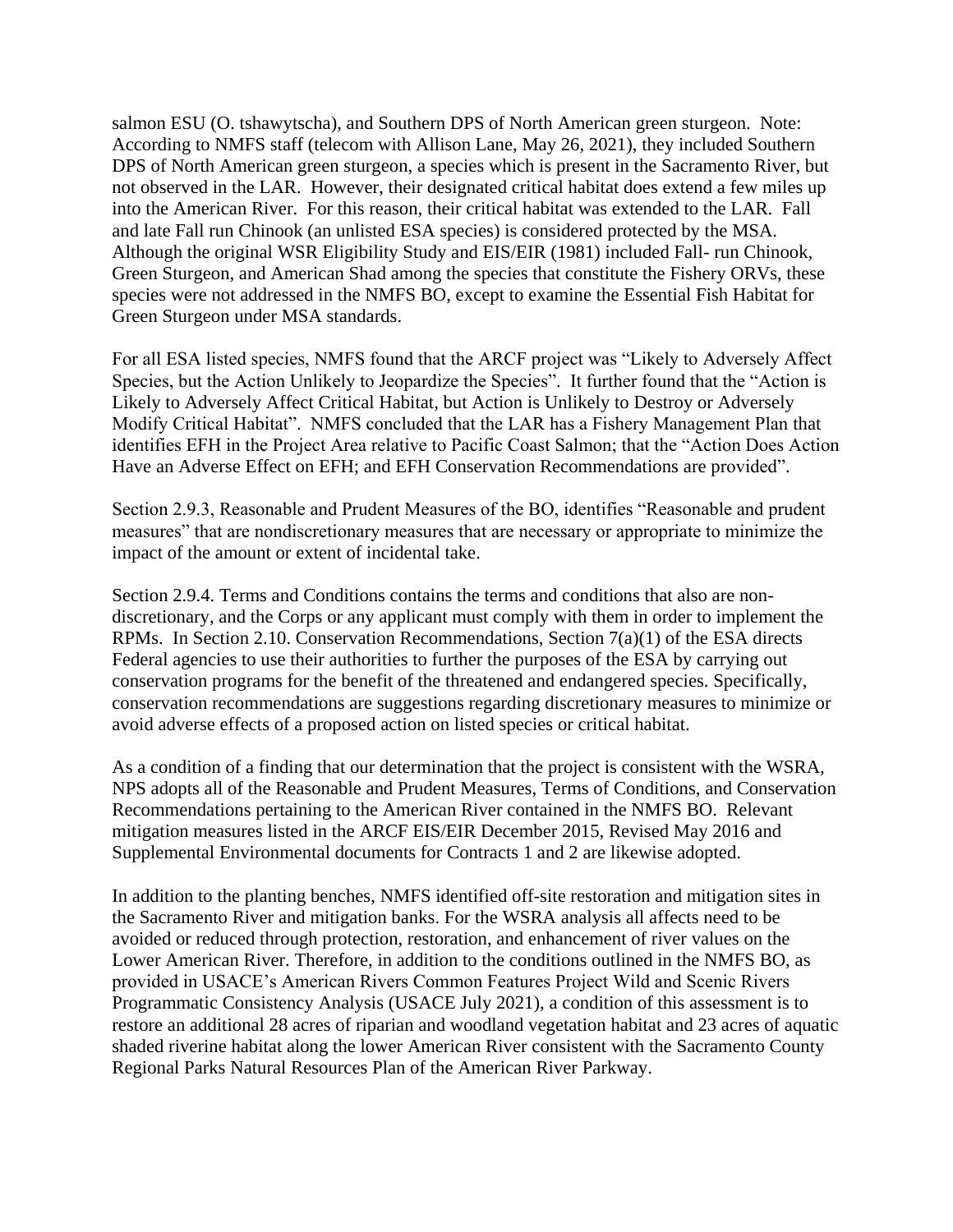salmon ESU (O. tshawytscha), and Southern DPS of North American green sturgeon. Note: According to NMFS staff (telecom with Allison Lane, May 26, 2021), they included Southern DPS of North American green sturgeon, a species which is present in the Sacramento River, but not observed in the LAR. However, their designated critical habitat does extend a few miles up into the American River. For this reason, their critical habitat was extended to the LAR. Fall and late Fall run Chinook (an unlisted ESA species) is considered protected by the MSA. Although the original WSR Eligibility Study and EIS/EIR (1981) included Fall- run Chinook, Green Sturgeon, and American Shad among the species that constitute the Fishery ORVs, these species were not addressed in the NMFS BO, except to examine the Essential Fish Habitat for Green Sturgeon under MSA standards.

For all ESA listed species, NMFS found that the ARCF project was "Likely to Adversely Affect Species, but the Action Unlikely to Jeopardize the Species". It further found that the "Action is Likely to Adversely Affect Critical Habitat, but Action is Unlikely to Destroy or Adversely Modify Critical Habitat". NMFS concluded that the LAR has a Fishery Management Plan that identifies EFH in the Project Area relative to Pacific Coast Salmon; that the "Action Does Action Have an Adverse Effect on EFH; and EFH Conservation Recommendations are provided".

Section 2.9.3, Reasonable and Prudent Measures of the BO, identifies "Reasonable and prudent measures" that are nondiscretionary measures that are necessary or appropriate to minimize the impact of the amount or extent of incidental take.

Section 2.9.4. Terms and Conditions contains the terms and conditions that also are non-discretionary, and the Corps or any applicant must comply with them in order to implement the RPMs. In Section 2.10. Conservation Recommendations, Section 7(a)(1) of the ESA directs Federal agencies to use their authorities to further the purposes of the ESA by carrying out conservation programs for the benefit of the threatened and endangered species. Specifically, conservation recommendations are suggestions regarding discretionary measures to minimize or avoid adverse effects of a proposed action on listed species or critical habitat.

As a condition of a finding that our determination that the project is consistent with the WSRA, NPS adopts all of the Reasonable and Prudent Measures, Terms of Conditions, and Conservation Recommendations pertaining to the American River contained in the NMFS BO. Relevant mitigation measures listed in the ARCF EIS/EIR December 2015, Revised May 2016 and Supplemental Environmental documents for Contracts 1 and 2 are likewise adopted.

In addition to the planting benches, NMFS identified off-site restoration and mitigation sites in the Sacramento River and mitigation banks. For the WSRA analysis all affects need to be avoided or reduced through protection, restoration, and enhancement of river values on the Lower American River. Therefore, in addition to the conditions outlined in the NMFS BO, as provided in USACE's American Rivers Common Features Project Wild and Scenic Rivers Programmatic Consistency Analysis (USACE July 2021), a condition of this assessment is to restore an additional 28 acres of riparian and woodland vegetation habitat and 23 acres of aquatic shaded riverine habitat along the lower American River consistent with the Sacramento County Regional Parks Natural Resources Plan of the American River Parkway.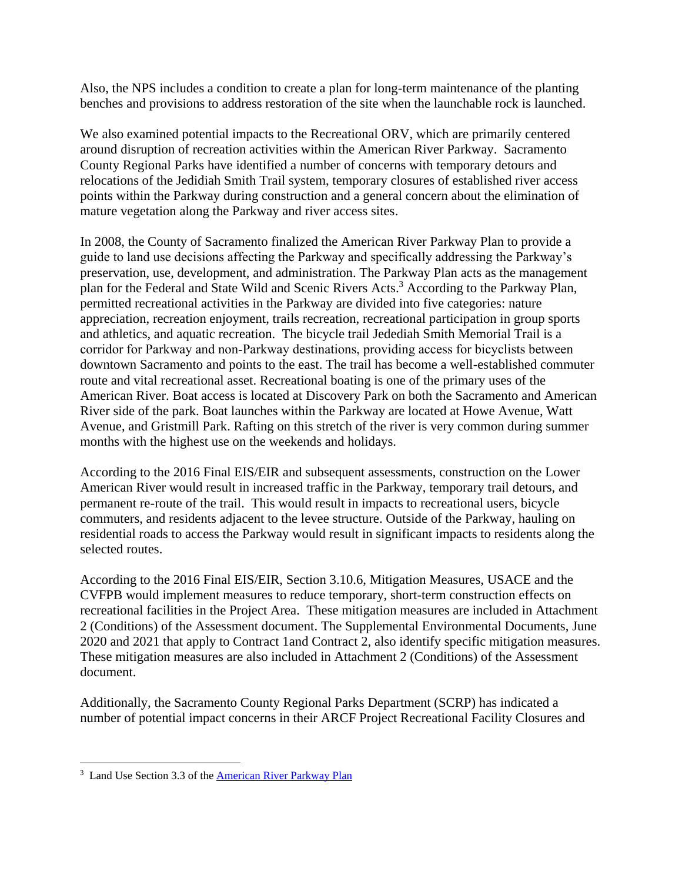Also, the NPS includes a condition to create a plan for long-term maintenance of the planting benches and provisions to address restoration of the site when the launchable rock is launched.

We also examined potential impacts to the Recreational ORV, which are primarily centered around disruption of recreation activities within the American River Parkway. Sacramento County Regional Parks have identified a number of concerns with temporary detours and relocations of the Jedidiah Smith Trail system, temporary closures of established river access points within the Parkway during construction and a general concern about the elimination of mature vegetation along the Parkway and river access sites.

In 2008, the County of Sacramento finalized the American River Parkway Plan to provide a guide to land use decisions affecting the Parkway and specifically addressing the Parkway's preservation, use, development, and administration. The Parkway Plan acts as the management plan for the Federal and State Wild and Scenic Rivers Acts.[3] According to the Parkway Plan, permitted recreational activities in the Parkway are divided into five categories: nature appreciation, recreation enjoyment, trails recreation, recreational participation in group sports and athletics, and aquatic recreation. The bicycle trail Jedediah Smith Memorial Trail is a corridor for Parkway and non-Parkway destinations, providing access for bicyclists between downtown Sacramento and points to the east. The trail has become a well-established commuter route and vital recreational asset. Recreational boating is one of the primary uses of the American River. Boat access is located at Discovery Park on both the Sacramento and American River side of the park. Boat launches within the Parkway are located at Howe Avenue, Watt Avenue, and Gristmill Park. Rafting on this stretch of the river is very common during summer months with the highest use on the weekends and holidays.

According to the 2016 Final EIS/EIR and subsequent assessments, construction on the Lower American River would result in increased traffic in the Parkway, temporary trail detours, and permanent re-route of the trail. This would result in impacts to recreational users, bicycle commuters, and residents adjacent to the levee structure. Outside of the Parkway, hauling on residential roads to access the Parkway would result in significant impacts to residents along the selected routes.

According to the 2016 Final EIS/EIR, Section 3.10.6, Mitigation Measures, USACE and the CVFPB would implement measures to reduce temporary, short-term construction effects on recreational facilities in the Project Area. These mitigation measures are included in Attachment 2 (Conditions) of the Assessment document. The Supplemental Environmental Documents, June 2020 and 2021 that apply to Contract 1and Contract 2, also identify specific mitigation measures. These mitigation measures are also included in Attachment 2 (Conditions) of the Assessment document.

Additionally, the Sacramento County Regional Parks Department (SCRP) has indicated a number of potential impact concerns in their ARCF Project Recreational Facility Closures and

---

[3] Land Use Section 3.3 of the American River Parkway Plan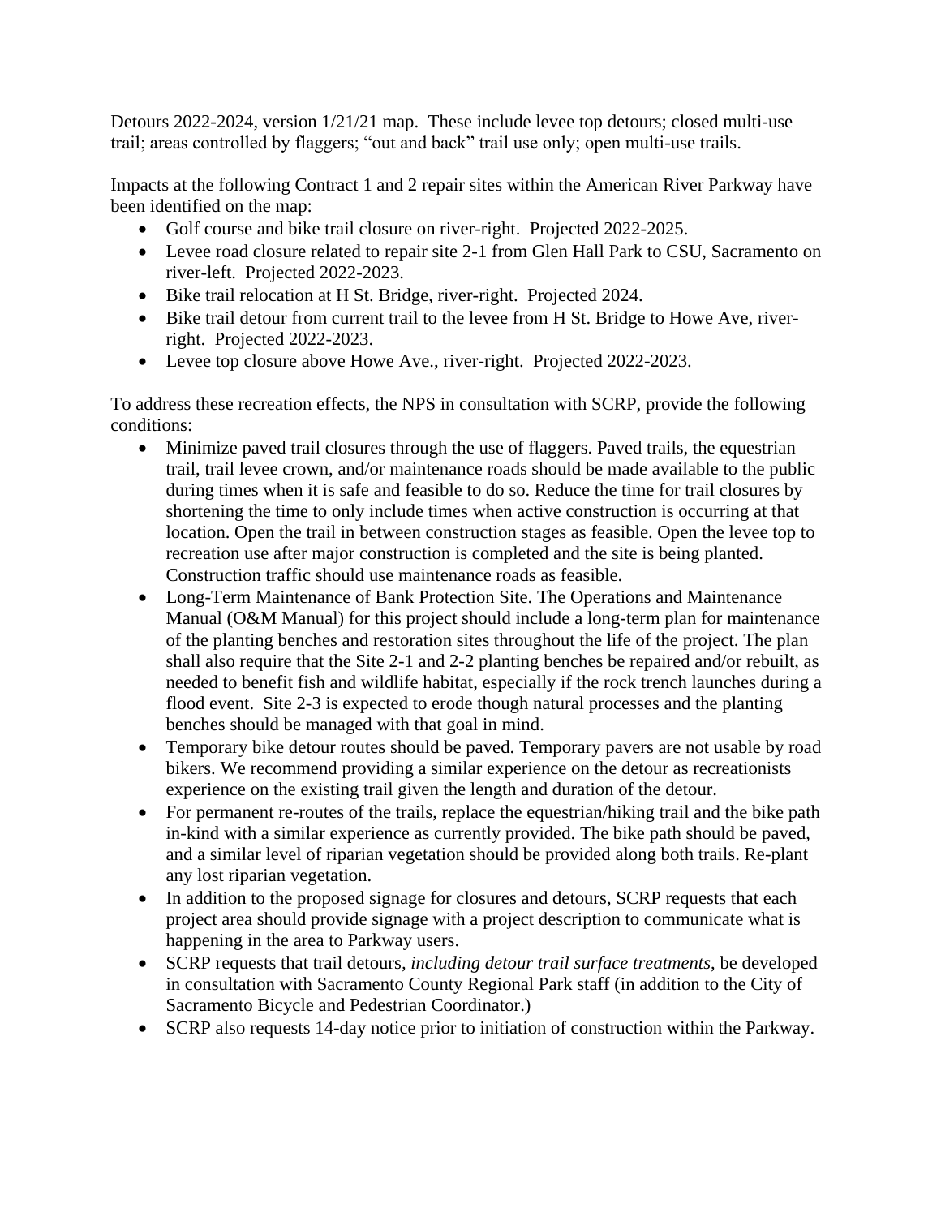Detours 2022-2024, version 1/21/21 map. These include levee top detours; closed multi-use trail; areas controlled by flaggers; "out and back" trail use only; open multi-use trails.

Impacts at the following Contract 1 and 2 repair sites within the American River Parkway have been identified on the map:

- Golf course and bike trail closure on river-right. Projected 2022-2025.
- Levee road closure related to repair site 2-1 from Glen Hall Park to CSU, Sacramento on river-left. Projected 2022-2023.
- Bike trail relocation at H St. Bridge, river-right. Projected 2024.
- Bike trail detour from current trail to the levee from H St. Bridge to Howe Ave, river-right. Projected 2022-2023.
- Levee top closure above Howe Ave., river-right. Projected 2022-2023.

To address these recreation effects, the NPS in consultation with SCRP, provide the following conditions:

- Minimize paved trail closures through the use of flaggers. Paved trails, the equestrian trail, trail levee crown, and/or maintenance roads should be made available to the public during times when it is safe and feasible to do so. Reduce the time for trail closures by shortening the time to only include times when active construction is occurring at that location. Open the trail in between construction stages as feasible. Open the levee top to recreation use after major construction is completed and the site is being planted. Construction traffic should use maintenance roads as feasible.
- Long-Term Maintenance of Bank Protection Site. The Operations and Maintenance Manual (O&M Manual) for this project should include a long-term plan for maintenance of the planting benches and restoration sites throughout the life of the project. The plan shall also require that the Site 2-1 and 2-2 planting benches be repaired and/or rebuilt, as needed to benefit fish and wildlife habitat, especially if the rock trench launches during a flood event. Site 2-3 is expected to erode though natural processes and the planting benches should be managed with that goal in mind.
- Temporary bike detour routes should be paved. Temporary pavers are not usable by road bikers. We recommend providing a similar experience on the detour as recreationists experience on the existing trail given the length and duration of the detour.
- For permanent re-routes of the trails, replace the equestrian/hiking trail and the bike path in-kind with a similar experience as currently provided. The bike path should be paved, and a similar level of riparian vegetation should be provided along both trails. Re-plant any lost riparian vegetation.
- In addition to the proposed signage for closures and detours, SCRP requests that each project area should provide signage with a project description to communicate what is happening in the area to Parkway users.
- SCRP requests that trail detours, *including detour trail surface treatments*, be developed in consultation with Sacramento County Regional Park staff (in addition to the City of Sacramento Bicycle and Pedestrian Coordinator.)
- SCRP also requests 14-day notice prior to initiation of construction within the Parkway.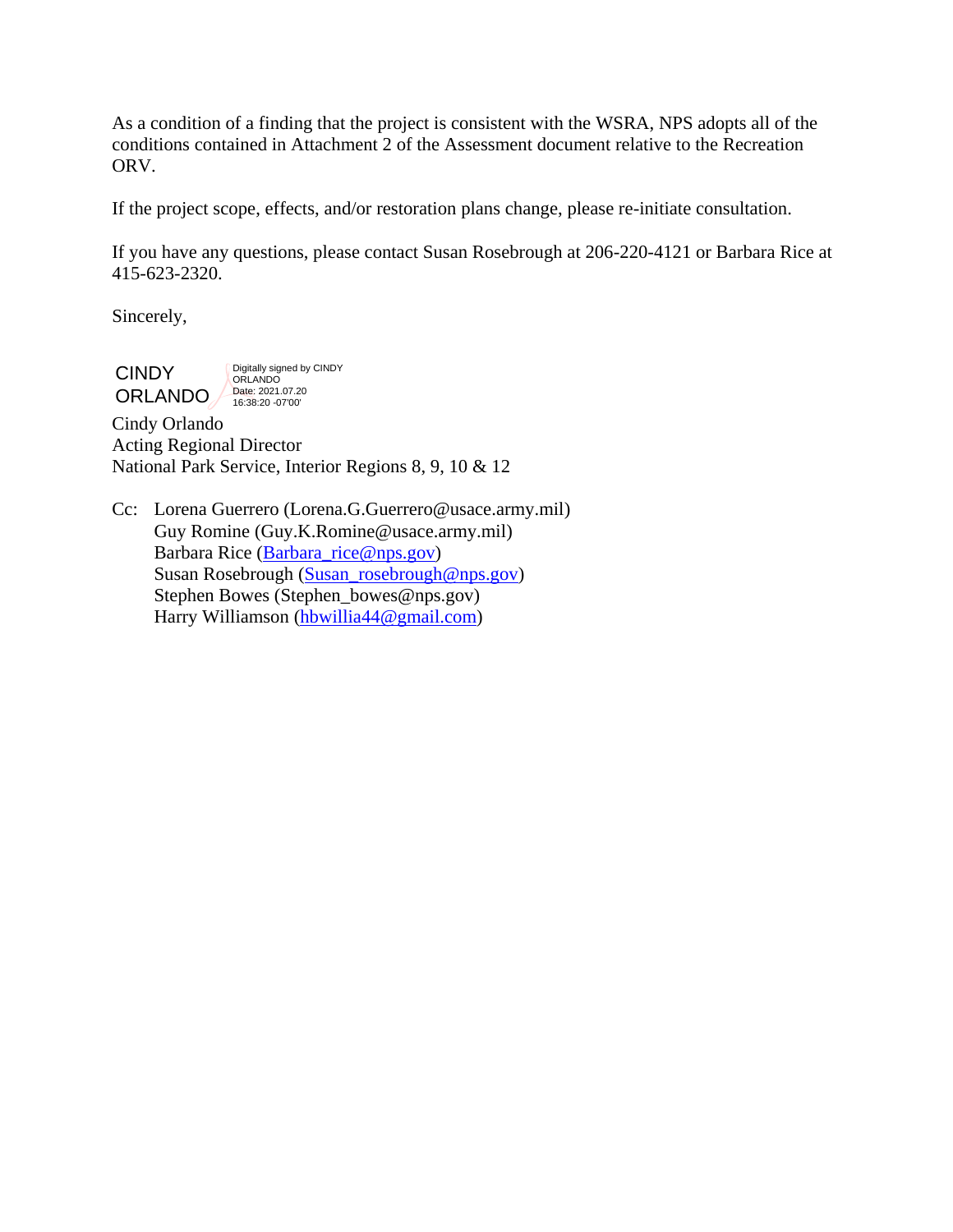As a condition of a finding that the project is consistent with the WSRA, NPS adopts all of the conditions contained in Attachment 2 of the Assessment document relative to the Recreation ORV.

If the project scope, effects, and/or restoration plans change, please re-initiate consultation.

If you have any questions, please contact Susan Rosebrough at 206-220-4121 or Barbara Rice at 415-623-2320.

Sincerely,

CINDY ORLANDO
Digitally signed by CINDY ORLANDO
Date: 2021.07.20 16:38:20 -07'00'

Cindy Orlando
Acting Regional Director
National Park Service, Interior Regions 8, 9, 10 & 12

Cc: Lorena Guerrero (Lorena.G.Guerrero@usace.army.mil)
Guy Romine (Guy.K.Romine@usace.army.mil)
Barbara Rice (Barbara_rice@nps.gov)
Susan Rosebrough (Susan_rosebrough@nps.gov)
Stephen Bowes (Stephen_bowes@nps.gov)
Harry Williamson (hbwillia44@gmail.com)